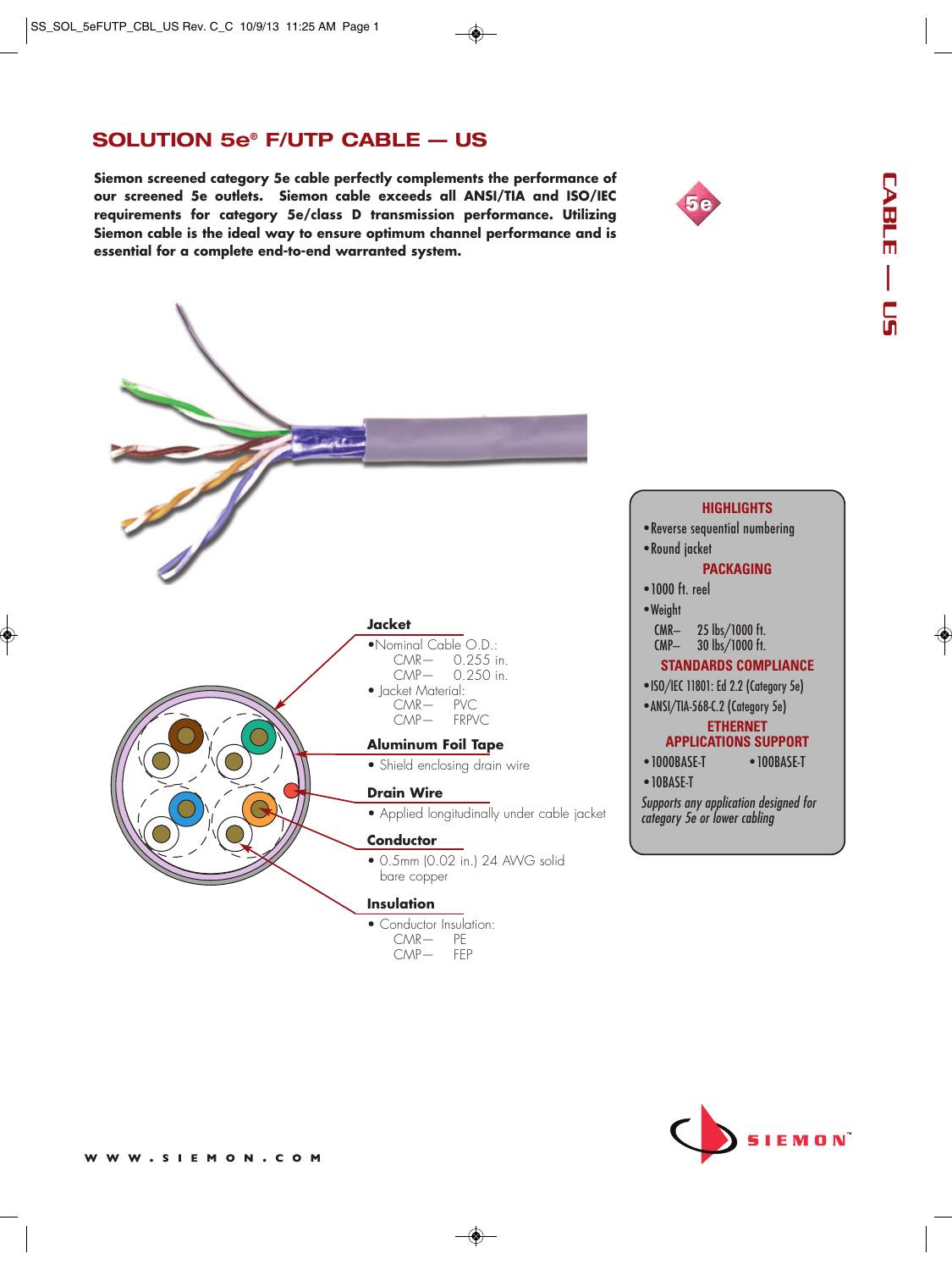# SOLUTION 5e® F/UTP CABLE — US

**Siemon screened category 5e cable perfectly complements the performance of our screened 5e outlets. Siemon cable exceeds all ANSI/TIA and ISO/IEC requirements for category 5e/class D transmission performance. Utilizing Siemon cable is the ideal way to ensure optimum channel performance and is essential for a complete end-to-end warranted system.**

CABLE — US

### Jacket

- Nominal Cable O.D.:
  - CMR— 0.255 in.
  - CMP— 0.250 in.
- Jacket Material:
  - CMR— PVC
  - CMP— FRPVC

### Aluminum Foil Tape

- Shield enclosing drain wire

### Drain Wire

- Applied longitudinally under cable jacket

### Conductor

- 0.5mm (0.02 in.) 24 AWG solid bare copper

### Insulation

- Conductor Insulation:
  - CMR— PE
  - CMP— FEP

## HIGHLIGHTS

- Reverse sequential numbering
- Round jacket

## PACKAGING

- 1000 ft. reel
- Weight
  - CMR– 25 lbs/1000 ft.
  - CMP– 30 lbs/1000 ft.

## STANDARDS COMPLIANCE

- ISO/IEC 11801: Ed 2.2 (Category 5e)
- ANSI/TIA-568-C.2 (Category 5e)

## ETHERNET APPLICATIONS SUPPORT

- 1000BASE-T
- 100BASE-T
- 10BASE-T

*Supports any application designed for category 5e or lower cabling*

W W W . S I E M O N . C O M

SIEMON™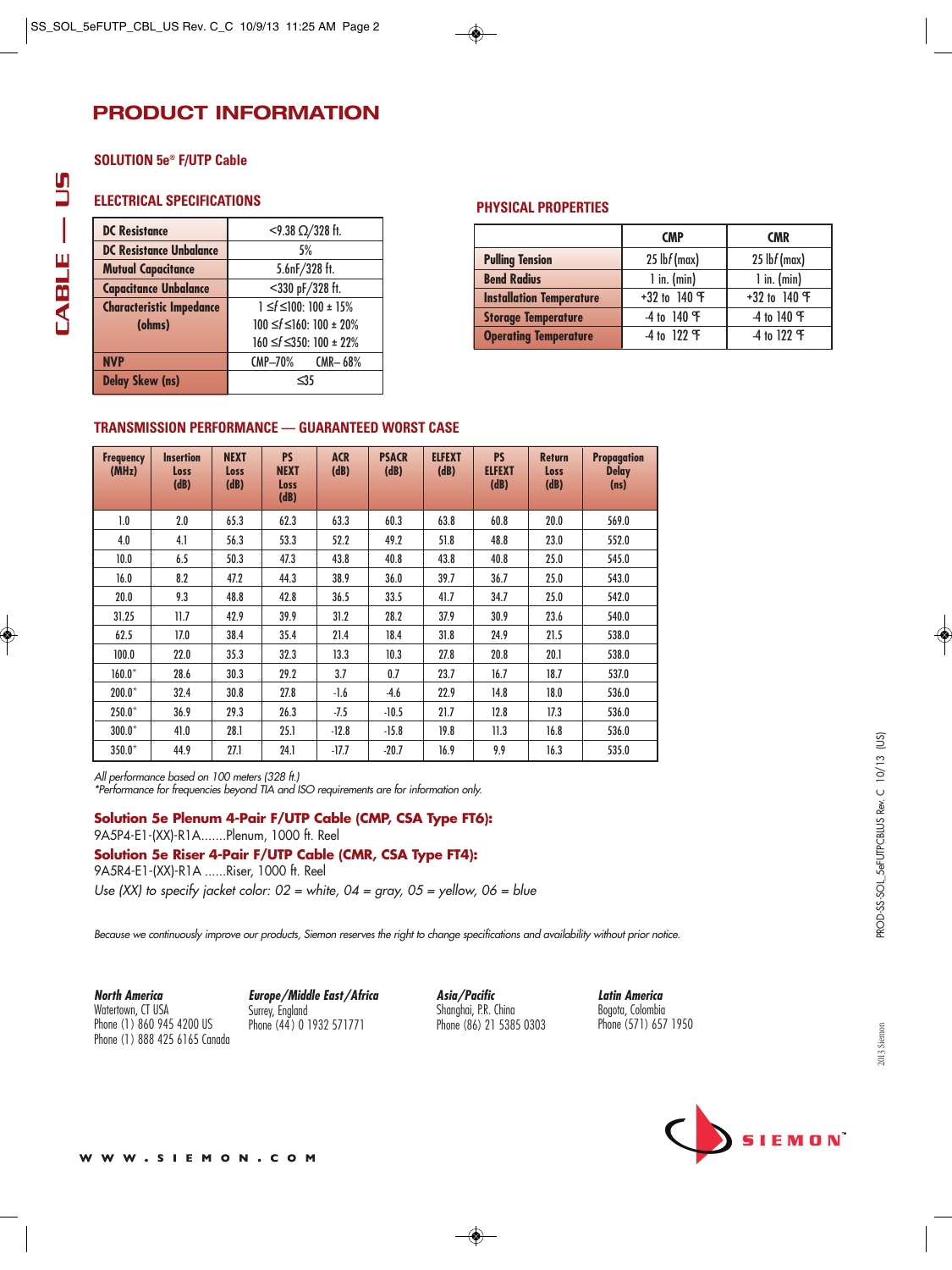# PRODUCT INFORMATION

## SOLUTION 5e® F/UTP Cable

### ELECTRICAL SPECIFICATIONS

| | |
|---|---|
| DC Resistance | <9.38 Ω/328 ft. |
| DC Resistance Unbalance | 5% |
| Mutual Capacitance | 5.6nF/328 ft. |
| Capacitance Unbalance | <330 pF/328 ft. |
| Characteristic Impedance (ohms) | 1 ≤f≤100: 100 ± 15%<br>100 ≤f≤160: 100 ± 20%<br>160 ≤f≤350: 100 ± 22% |
| NVP | CMP–70% CMR– 68% |
| Delay Skew (ns) | ≤35 |

### PHYSICAL PROPERTIES

| | CMP | CMR |
|---|---|---|
| Pulling Tension | 25 lbf (max) | 25 lbf (max) |
| Bend Radius | 1 in. (min) | 1 in. (min) |
| Installation Temperature | +32 to 140 °F | +32 to 140 °F |
| Storage Temperature | -4 to 140 °F | -4 to 140 °F |
| Operating Temperature | -4 to 122 °F | -4 to 122 °F |

### TRANSMISSION PERFORMANCE — GUARANTEED WORST CASE

| Frequency (MHz) | Insertion Loss (dB) | NEXT Loss (dB) | PS NEXT Loss (dB) | ACR (dB) | PSACR (dB) | ELFEXT (dB) | PS ELFEXT (dB) | Return Loss (dB) | Propagation Delay (ns) |
|---|---|---|---|---|---|---|---|---|---|
| 1.0 | 2.0 | 65.3 | 62.3 | 63.3 | 60.3 | 63.8 | 60.8 | 20.0 | 569.0 |
| 4.0 | 4.1 | 56.3 | 53.3 | 52.2 | 49.2 | 51.8 | 48.8 | 23.0 | 552.0 |
| 10.0 | 6.5 | 50.3 | 47.3 | 43.8 | 40.8 | 43.8 | 40.8 | 25.0 | 545.0 |
| 16.0 | 8.2 | 47.2 | 44.3 | 38.9 | 36.0 | 39.7 | 36.7 | 25.0 | 543.0 |
| 20.0 | 9.3 | 48.8 | 42.8 | 36.5 | 33.5 | 41.7 | 34.7 | 25.0 | 542.0 |
| 31.25 | 11.7 | 42.9 | 39.9 | 31.2 | 28.2 | 37.9 | 30.9 | 23.6 | 540.0 |
| 62.5 | 17.0 | 38.4 | 35.4 | 21.4 | 18.4 | 31.8 | 24.9 | 21.5 | 538.0 |
| 100.0 | 22.0 | 35.3 | 32.3 | 13.3 | 10.3 | 27.8 | 20.8 | 20.1 | 538.0 |
| 160.0* | 28.6 | 30.3 | 29.2 | 3.7 | 0.7 | 23.7 | 16.7 | 18.7 | 537.0 |
| 200.0* | 32.4 | 30.8 | 27.8 | -1.6 | -4.6 | 22.9 | 14.8 | 18.0 | 536.0 |
| 250.0* | 36.9 | 29.3 | 26.3 | -7.5 | -10.5 | 21.7 | 12.8 | 17.3 | 536.0 |
| 300.0* | 41.0 | 28.1 | 25.1 | -12.8 | -15.8 | 19.8 | 11.3 | 16.8 | 536.0 |
| 350.0* | 44.9 | 27.1 | 24.1 | -17.7 | -20.7 | 16.9 | 9.9 | 16.3 | 535.0 |

*All performance based on 100 meters (328 ft.)*
*\*Performance for frequencies beyond TIA and ISO requirements are for information only.*

**Solution 5e Plenum 4-Pair F/UTP Cable (CMP, CSA Type FT6):**
9A5P4-E1-(XX)-R1A.......Plenum, 1000 ft. Reel

**Solution 5e Riser 4-Pair F/UTP Cable (CMR, CSA Type FT4):**
9A5R4-E1-(XX)-R1A ......Riser, 1000 ft. Reel

*Use (XX) to specify jacket color: 02 = white, 04 = gray, 05 = yellow, 06 = blue*

*Because we continuously improve our products, Siemon reserves the right to change specifications and availability without prior notice.*

***North America***
Watertown, CT USA
Phone (1) 860 945 4200 US
Phone (1) 888 425 6165 Canada

***Europe/Middle East/Africa***
Surrey, England
Phone (44) 0 1932 571771

***Asia/Pacific***
Shanghai, P.R. China
Phone (86) 21 5385 0303

***Latin America***
Bogota, Colombia
Phone (571) 657 1950

PROD-SS-SOL_5eFUTPCBLUS Rev. C 10/13 (US)

2013 Siemon

SIEMON™

WWW.SIEMON.COM